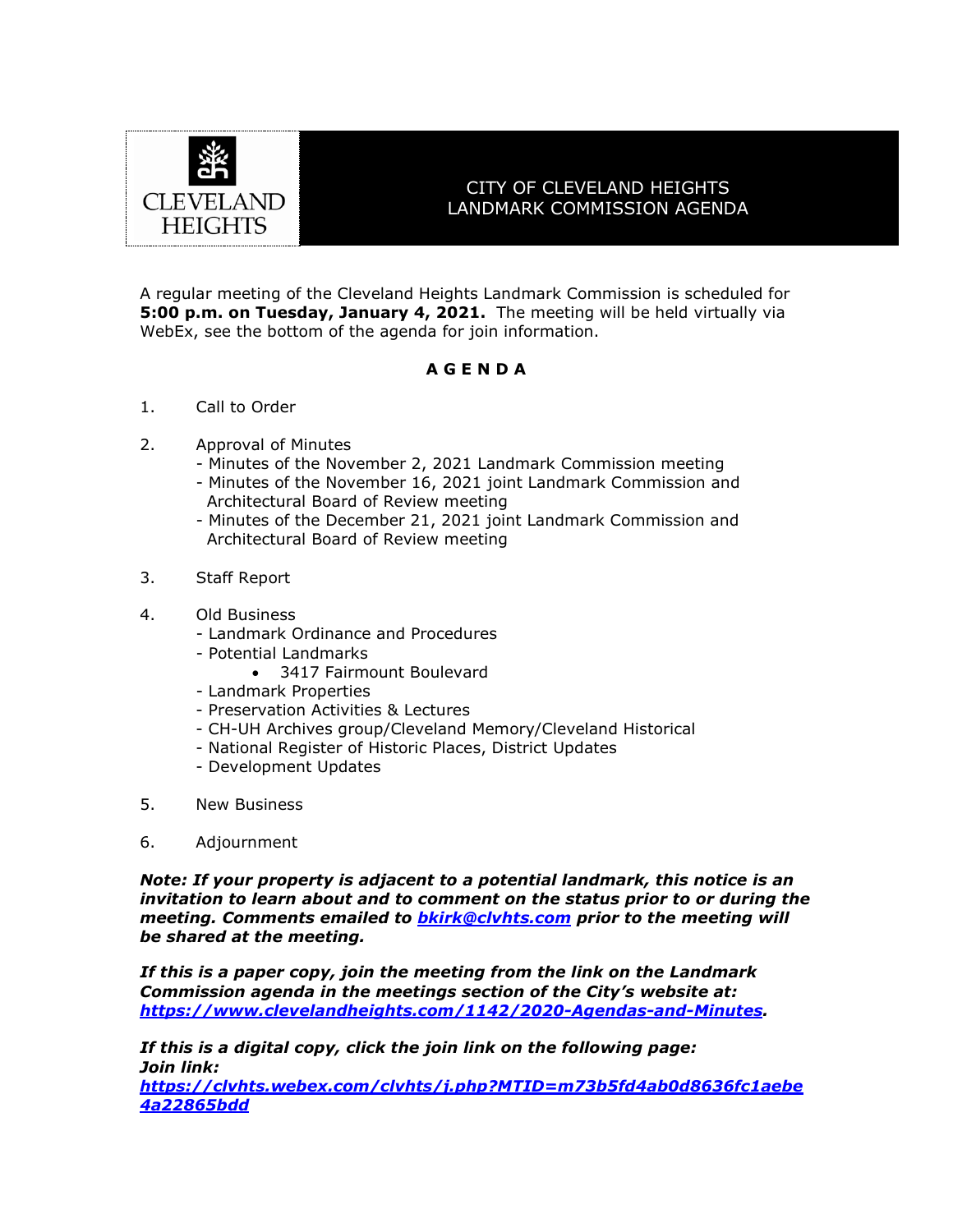CLEVELAND HEIGHTS

# CITY OF CLEVELAND HEIGHTS LANDMARK COMMISSION AGENDA

A regular meeting of the Cleveland Heights Landmark Commission is scheduled for **5:00 p.m. on Tuesday, January 4, 2021.** The meeting will be held virtually via WebEx, see the bottom of the agenda for join information.

## A G E N D A

1. Call to Order

2. Approval of Minutes
   - Minutes of the November 2, 2021 Landmark Commission meeting
   - Minutes of the November 16, 2021 joint Landmark Commission and Architectural Board of Review meeting
   - Minutes of the December 21, 2021 joint Landmark Commission and Architectural Board of Review meeting

3. Staff Report

4. Old Business
   - Landmark Ordinance and Procedures
   - Potential Landmarks
     - 3417 Fairmount Boulevard
   - Landmark Properties
   - Preservation Activities & Lectures
   - CH-UH Archives group/Cleveland Memory/Cleveland Historical
   - National Register of Historic Places, District Updates
   - Development Updates

5. New Business

6. Adjournment

***Note: If your property is adjacent to a potential landmark, this notice is an invitation to learn about and to comment on the status prior to or during the meeting. Comments emailed to bkirk@clvhts.com prior to the meeting will be shared at the meeting.***

***If this is a paper copy, join the meeting from the link on the Landmark Commission agenda in the meetings section of the City's website at: https://www.clevelandheights.com/1142/2020-Agendas-and-Minutes.***

***If this is a digital copy, click the join link on the following page:***
***Join link:***
***https://clvhts.webex.com/clvhts/j.php?MTID=m73b5fd4ab0d8636fc1aebe4a22865bdd***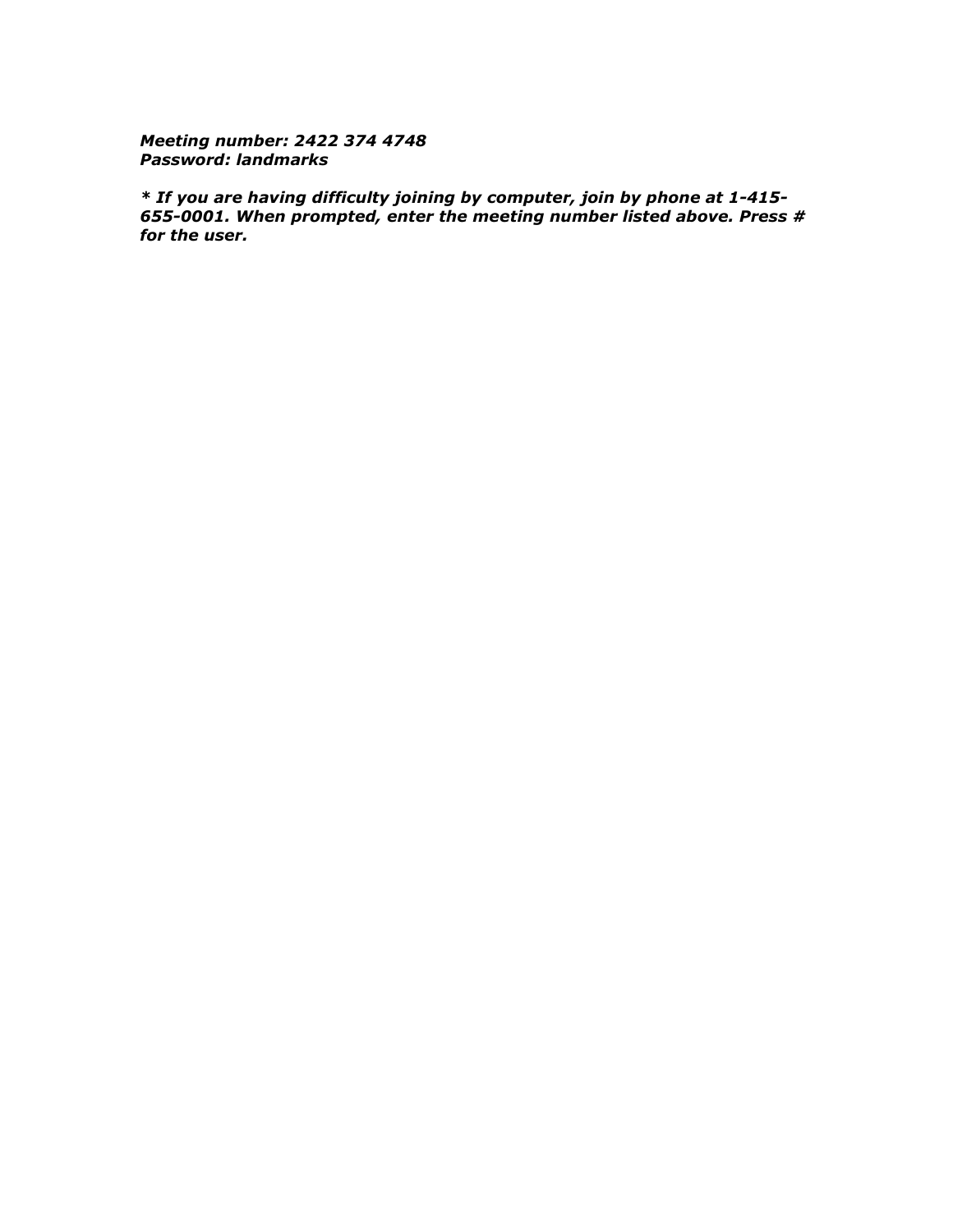***Meeting number: 2422 374 4748***
***Password: landmarks***

***\* If you are having difficulty joining by computer, join by phone at 1-415-655-0001. When prompted, enter the meeting number listed above. Press # for the user.***